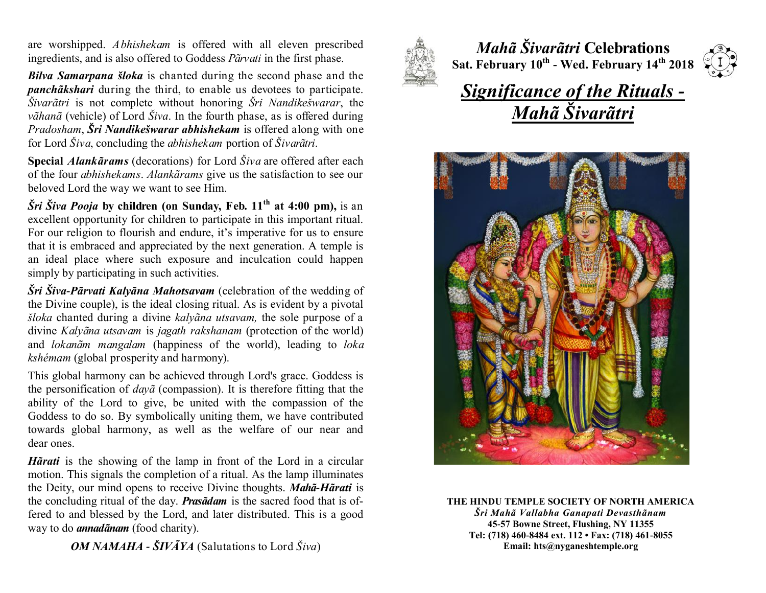are worshipped. *Abhishekam* is offered with all eleven prescribed ingredients, and is also offered to Goddess *Pãrvati* in the first phase.

***Bilva Samarpana šloka*** is chanted during the second phase and the ***panchãkshari*** during the third, to enable us devotees to participate. *Šivarãtri* is not complete without honoring *Šri Nandikešwarar*, the *vãhanã* (vehicle) of Lord *Šiva*. In the fourth phase, as is offered during *Pradosham*, ***Šri Nandikešwarar abhishekam*** is offered along with one for Lord *Šiva*, concluding the *abhishekam* portion of *Šivarãtri*.

**Special *Alankãrams*** (decorations) for Lord *Šiva* are offered after each of the four *abhishekams*. *Alankãrams* give us the satisfaction to see our beloved Lord the way we want to see Him.

***Šri Šiva Pooja* by children (on Sunday, Feb. 11th at 4:00 pm),** is an excellent opportunity for children to participate in this important ritual. For our religion to flourish and endure, it's imperative for us to ensure that it is embraced and appreciated by the next generation. A temple is an ideal place where such exposure and inculcation could happen simply by participating in such activities.

***Šri Šiva-Pãrvati Kalyãna Mahotsavam*** (celebration of the wedding of the Divine couple), is the ideal closing ritual. As is evident by a pivotal *šloka* chanted during a divine *kalyãna utsavam,* the sole purpose of a divine *Kalyãna utsavam* is *jagath rakshanam* (protection of the world) and *lokanãm mangalam* (happiness of the world), leading to *loka kshémam* (global prosperity and harmony).

This global harmony can be achieved through Lord's grace. Goddess is the personification of *dayã* (compassion). It is therefore fitting that the ability of the Lord to give, be united with the compassion of the Goddess to do so. By symbolically uniting them, we have contributed towards global harmony, as well as the welfare of our near and dear ones.

***Hãrati*** is the showing of the lamp in front of the Lord in a circular motion. This signals the completion of a ritual. As the lamp illuminates the Deity, our mind opens to receive Divine thoughts. ***Mahã-Hãrati*** is the concluding ritual of the day. ***Prasãdam*** is the sacred food that is offered to and blessed by the Lord, and later distributed. This is a good way to do ***annadãnam*** (food charity).

***OM NAMAHA - ŠIVÃYA*** (Salutations to Lord *Šiva*)

# *Mahã Šivarãtri* Celebrations

**Sat. February 10th - Wed. February 14th 2018**

# *Significance of the Rituals - Mahã Šivarãtri*

**THE HINDU TEMPLE SOCIETY OF NORTH AMERICA**

***Šri Mahã Vallabha Ganapati Devasthãnam***

**45-57 Bowne Street, Flushing, NY 11355**

**Tel: (718) 460-8484 ext. 112 • Fax: (718) 461-8055**

**Email: hts@nyganeshtemple.org**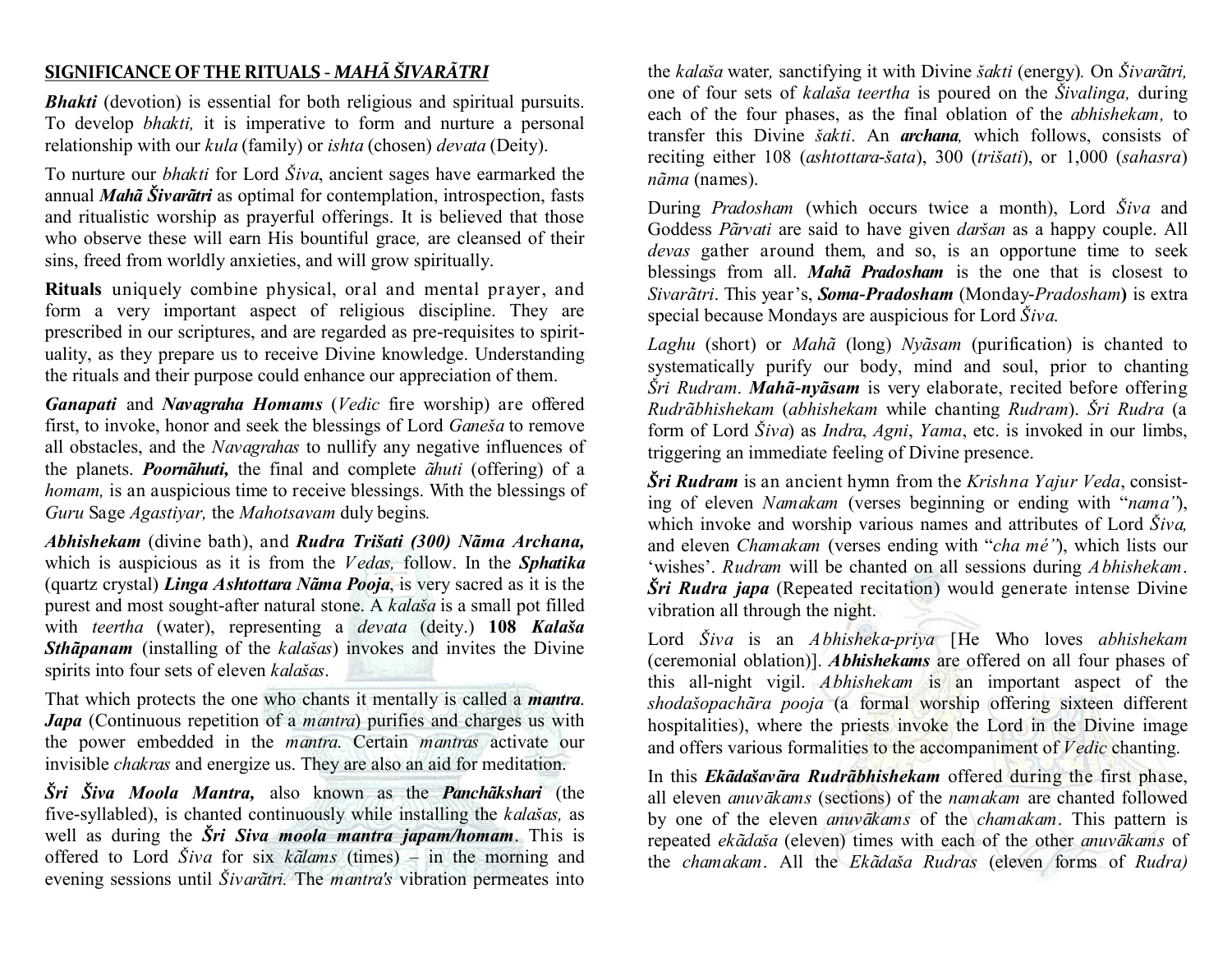## SIGNIFICANCE OF THE RITUALS - *MAHÃ ŠIVARÃTRI*

***Bhakti*** (devotion) is essential for both religious and spiritual pursuits. To develop *bhakti,* it is imperative to form and nurture a personal relationship with our *kula* (family) or *ishta* (chosen) *devata* (Deity).

To nurture our *bhakti* for Lord *Šiva*, ancient sages have earmarked the annual ***Mahã Šivarãtri*** as optimal for contemplation, introspection, fasts and ritualistic worship as prayerful offerings. It is believed that those who observe these will earn His bountiful grace*,* are cleansed of their sins, freed from worldly anxieties, and will grow spiritually.

**Rituals** uniquely combine physical, oral and mental prayer, and form a very important aspect of religious discipline. They are prescribed in our scriptures, and are regarded as pre-requisites to spirituality, as they prepare us to receive Divine knowledge. Understanding the rituals and their purpose could enhance our appreciation of them.

***Ganapati*** and ***Navagraha Homams*** (*Vedic* fire worship) are offered first, to invoke, honor and seek the blessings of Lord *Ganeša* to remove all obstacles, and the *Navagrahas* to nullify any negative influences of the planets. ***Poornãhuti,*** the final and complete *ãhuti* (offering) of a *homam,* is an auspicious time to receive blessings. With the blessings of *Guru* Sage *Agastiyar,* the *Mahotsavam* duly begins*.*

***Abhishekam*** (divine bath), and ***Rudra Trišati (300) Nãma Archana,*** which is auspicious as it is from the *Vedas,* follow. In the ***Sphatika*** (quartz crystal) ***Linga Ashtottara Nãma Pooja***, is very sacred as it is the purest and most sought-after natural stone. A *kalaša* is a small pot filled with *teertha* (water), representing a *devata* (deity.) **108 *Kalaša Sthãpanam*** (installing of the *kalašas*) invokes and invites the Divine spirits into four sets of eleven *kalašas*.

That which protects the one who chants it mentally is called a ***mantra****.* ***Japa*** (Continuous repetition of a *mantra*) purifies and charges us with the power embedded in the *mantra.* Certain *mantras* activate our invisible *chakras* and energize us. They are also an aid for meditation.

***Šri Šiva Moola Mantra,*** also known as the ***Panchãkshari*** (the five-syllabled), is chanted continuously while installing the *kalašas,* as well as during the ***Šri Siva moola mantra japam/homam***. This is offered to Lord *Šiva* for six *kãlams* (times) – in the morning and evening sessions until *Šivarãtri.* The *mantra's* vibration permeates into the *kalaša* water*,* sanctifying it with Divine *šakti* (energy)*.* On *Šivarãtri,* one of four sets of *kalaša teertha* is poured on the *Šivalinga,* during each of the four phases, as the final oblation of the *abhishekam,* to transfer this Divine *šakti*. An ***archana****,* which follows, consists of reciting either 108 (*ashtottara-šata*), 300 (*trišati*), or 1,000 (*sahasra*) *nãma* (names).

During *Pradosham* (which occurs twice a month), Lord *Šiva* and Goddess *Pãrvati* are said to have given *daršan* as a happy couple. All *devas* gather around them, and so, is an opportune time to seek blessings from all. ***Mahã Pradosham*** is the one that is closest to *Sivarãtri*. This year's, ***Soma-Pradosham*** (Monday-*Pradosham*) is extra special because Mondays are auspicious for Lord *Šiva.*

*Laghu* (short) or *Mahã* (long) *Nyãsam* (purification) is chanted to systematically purify our body, mind and soul, prior to chanting *Šri Rudram*. ***Mahã-nyãsam*** is very elaborate, recited before offering *Rudrãbhishekam* (*abhishekam* while chanting *Rudram*). *Šri Rudra* (a form of Lord *Šiva*) as *Indra*, *Agni*, *Yama*, etc. is invoked in our limbs, triggering an immediate feeling of Divine presence.

***Šri Rudram*** is an ancient hymn from the *Krishna Yajur Veda*, consisting of eleven *Namakam* (verses beginning or ending with "*nama"*), which invoke and worship various names and attributes of Lord *Šiva,* and eleven *Chamakam* (verses ending with "*cha mé"*), which lists our 'wishes'. *Rudram* will be chanted on all sessions during *Abhishekam*. ***Šri Rudra japa*** (Repeated recitation) would generate intense Divine vibration all through the night.

Lord *Šiva* is an *Abhisheka-priya* [He Who loves *abhishekam* (ceremonial oblation)]. ***Abhishekams*** are offered on all four phases of this all-night vigil. *Abhishekam* is an important aspect of the *shodašopachãra pooja* (a formal worship offering sixteen different hospitalities), where the priests invoke the Lord in the Divine image and offers various formalities to the accompaniment of *Vedic* chanting.

In this ***Ekãdašavãra Rudrãbhishekam*** offered during the first phase, all eleven *anuvãkams* (sections) of the *namakam* are chanted followed by one of the eleven *anuvãkams* of the *chamakam*. This pattern is repeated *ekãdaša* (eleven) times with each of the other *anuvãkams* of the *chamakam*. All the *Ekãdaša Rudras* (eleven forms of *Rudra)*